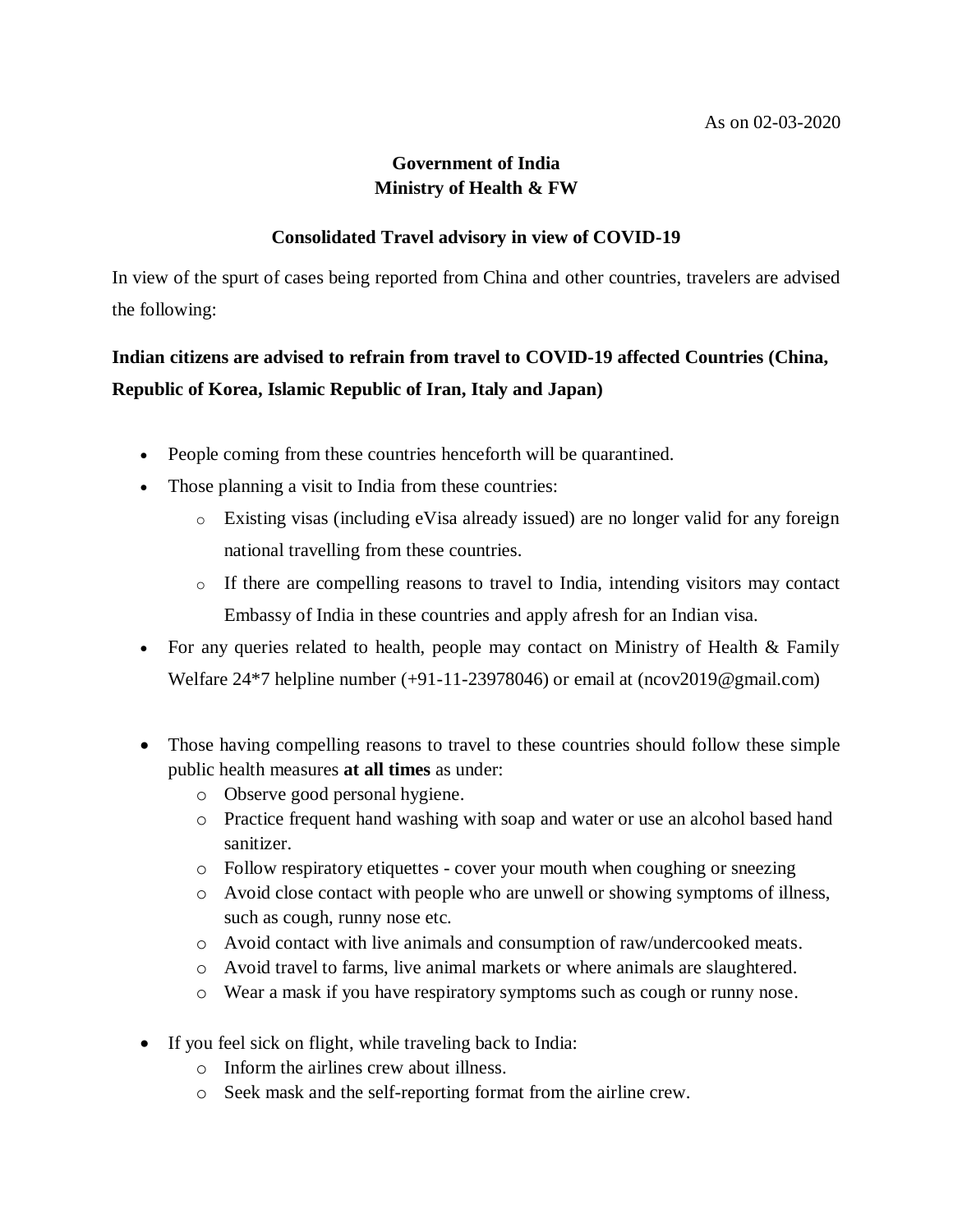As on 02-03-2020

**Government of India**
**Ministry of Health & FW**

**Consolidated Travel advisory in view of COVID-19**

In view of the spurt of cases being reported from China and other countries, travelers are advised the following:

**Indian citizens are advised to refrain from travel to COVID-19 affected Countries (China, Republic of Korea, Islamic Republic of Iran, Italy and Japan)**

- People coming from these countries henceforth will be quarantined.
- Those planning a visit to India from these countries:
    - Existing visas (including eVisa already issued) are no longer valid for any foreign national travelling from these countries.
    - If there are compelling reasons to travel to India, intending visitors may contact Embassy of India in these countries and apply afresh for an Indian visa.
- For any queries related to health, people may contact on Ministry of Health & Family Welfare 24*7 helpline number (+91-11-23978046) or email at (ncov2019@gmail.com)

- Those having compelling reasons to travel to these countries should follow these simple public health measures **at all times** as under:
    - Observe good personal hygiene.
    - Practice frequent hand washing with soap and water or use an alcohol based hand sanitizer.
    - Follow respiratory etiquettes - cover your mouth when coughing or sneezing
    - Avoid close contact with people who are unwell or showing symptoms of illness, such as cough, runny nose etc.
    - Avoid contact with live animals and consumption of raw/undercooked meats.
    - Avoid travel to farms, live animal markets or where animals are slaughtered.
    - Wear a mask if you have respiratory symptoms such as cough or runny nose.

- If you feel sick on flight, while traveling back to India:
    - Inform the airlines crew about illness.
    - Seek mask and the self-reporting format from the airline crew.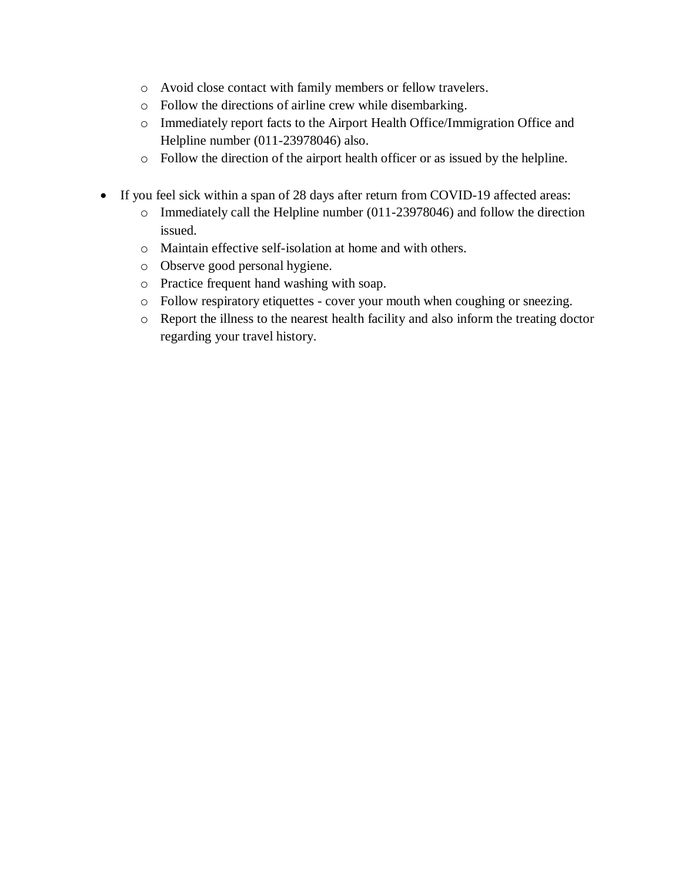- Avoid close contact with family members or fellow travelers.
  - Follow the directions of airline crew while disembarking.
  - Immediately report facts to the Airport Health Office/Immigration Office and Helpline number (011-23978046) also.
  - Follow the direction of the airport health officer or as issued by the helpline.

- If you feel sick within a span of 28 days after return from COVID-19 affected areas:
  - Immediately call the Helpline number (011-23978046) and follow the direction issued.
  - Maintain effective self-isolation at home and with others.
  - Observe good personal hygiene.
  - Practice frequent hand washing with soap.
  - Follow respiratory etiquettes - cover your mouth when coughing or sneezing.
  - Report the illness to the nearest health facility and also inform the treating doctor regarding your travel history.